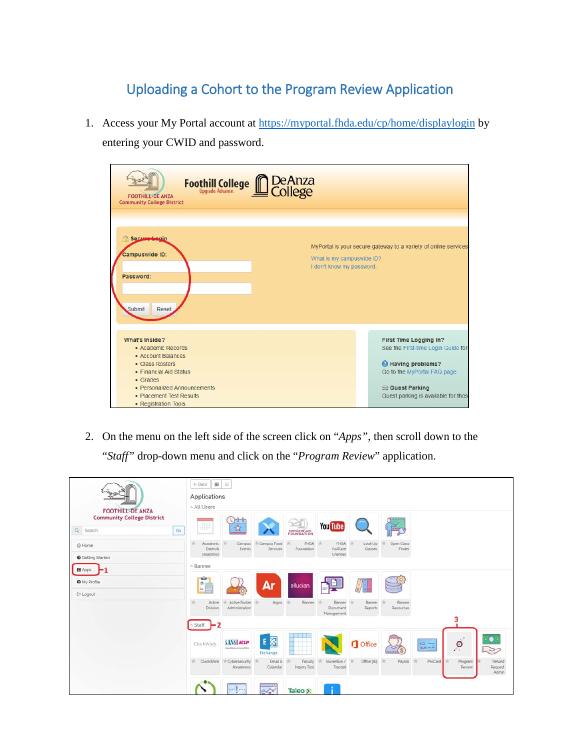# Uploading a Cohort to the Program Review Application

1. Access your My Portal account at https://myportal.fhda.edu/cp/home/displaylogin by entering your CWID and password.

2. On the menu on the left side of the screen click on "*Apps*", then scroll down to the "*Staff*" drop-down menu and click on the "*Program Review*" application.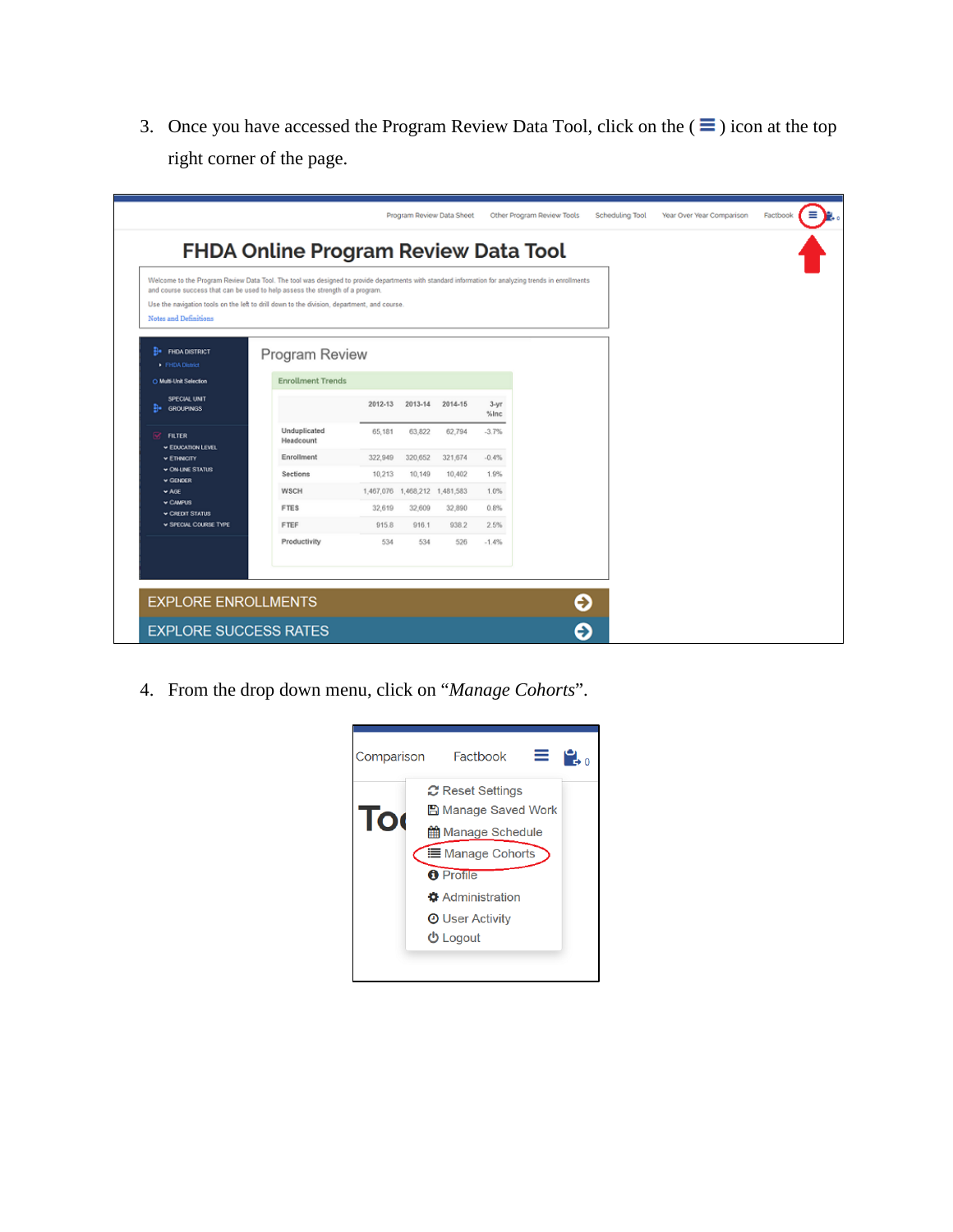3. Once you have accessed the Program Review Data Tool, click on the ( ☰ ) icon at the top right corner of the page.

4. From the drop down menu, click on "*Manage Cohorts*".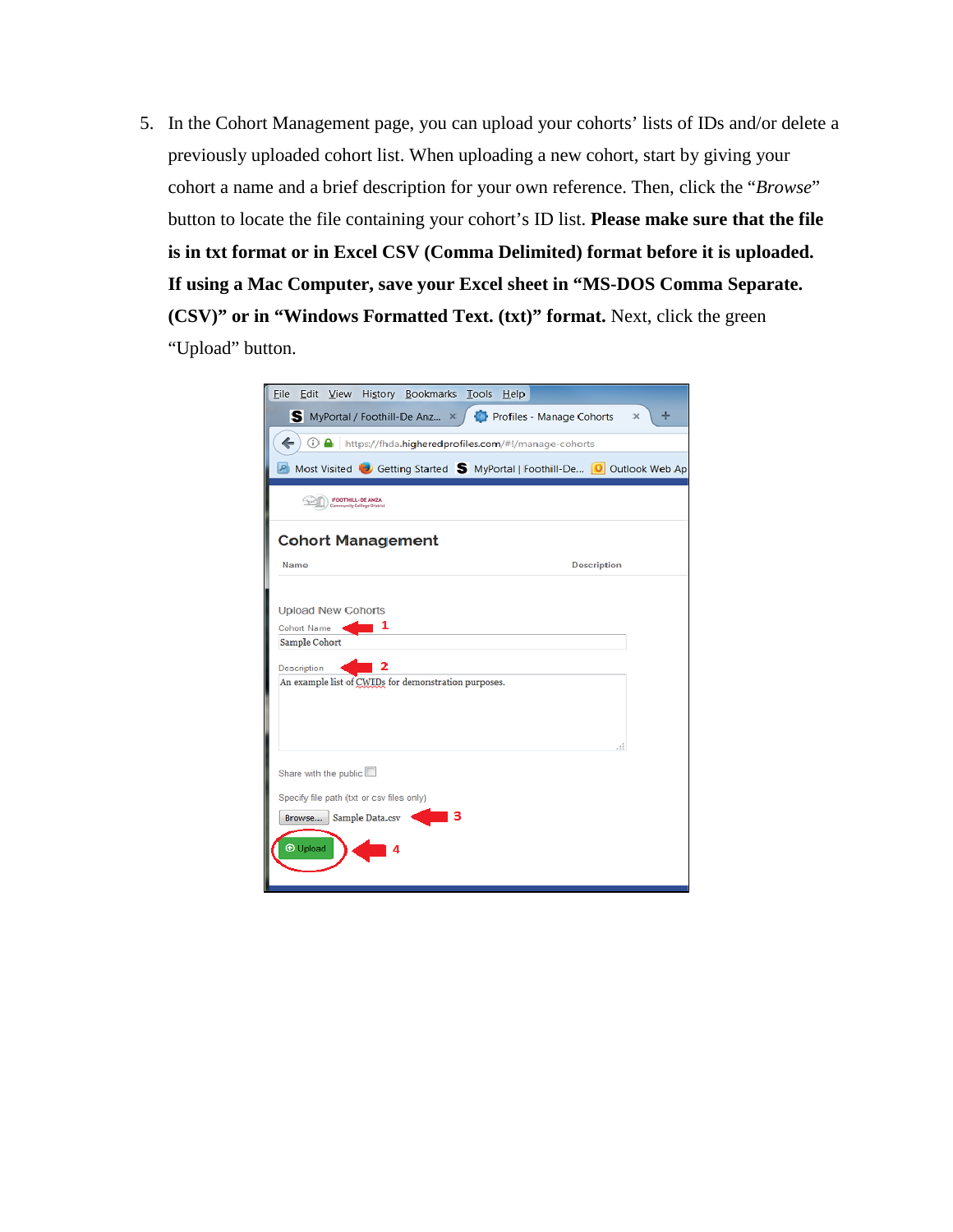5. In the Cohort Management page, you can upload your cohorts' lists of IDs and/or delete a previously uploaded cohort list. When uploading a new cohort, start by giving your cohort a name and a brief description for your own reference. Then, click the "*Browse*" button to locate the file containing your cohort's ID list. **Please make sure that the file is in txt format or in Excel CSV (Comma Delimited) format before it is uploaded. If using a Mac Computer, save your Excel sheet in "MS-DOS Comma Separate. (CSV)" or in "Windows Formatted Text. (txt)" format.** Next, click the green "Upload" button.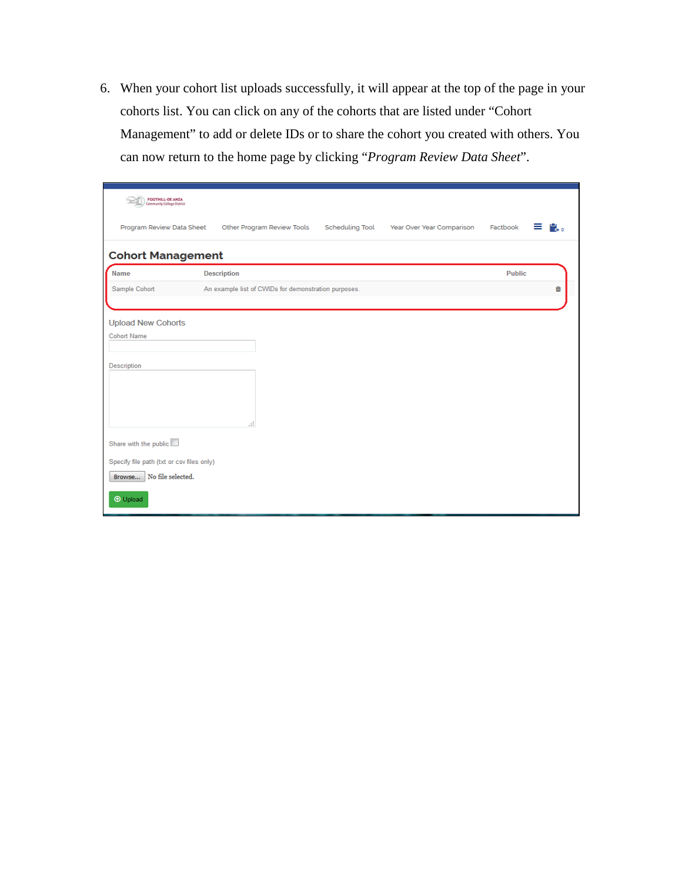6. When your cohort list uploads successfully, it will appear at the top of the page in your cohorts list. You can click on any of the cohorts that are listed under "Cohort Management" to add or delete IDs or to share the cohort you created with others. You can now return to the home page by clicking "*Program Review Data Sheet*".

Program Review Data Sheet | Other Program Review Tools | Scheduling Tool | Year Over Year Comparison | Factbook

## Cohort Management

| Name | Description | Public |
|---|---|---|
| Sample Cohort | An example list of CWIDs for demonstration purposes. | |

Upload New Cohorts

Cohort Name

Description

Share with the public

Specify file path (txt or csv files only)

Browse... No file selected.

Upload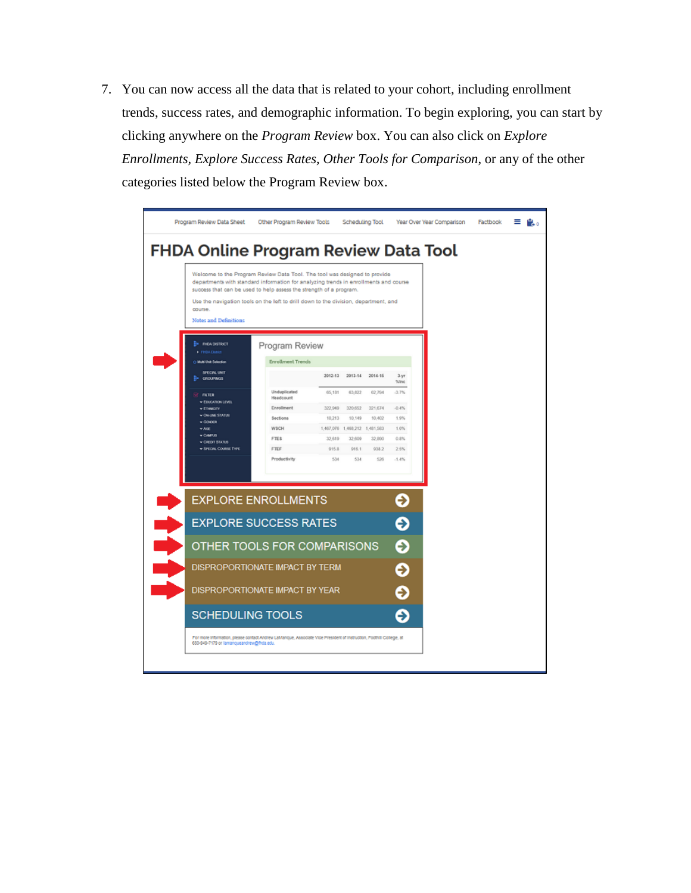7. You can now access all the data that is related to your cohort, including enrollment trends, success rates, and demographic information. To begin exploring, you can start by clicking anywhere on the *Program Review* box. You can also click on *Explore Enrollments*, *Explore Success Rates*, *Other Tools for Comparison*, or any of the other categories listed below the Program Review box.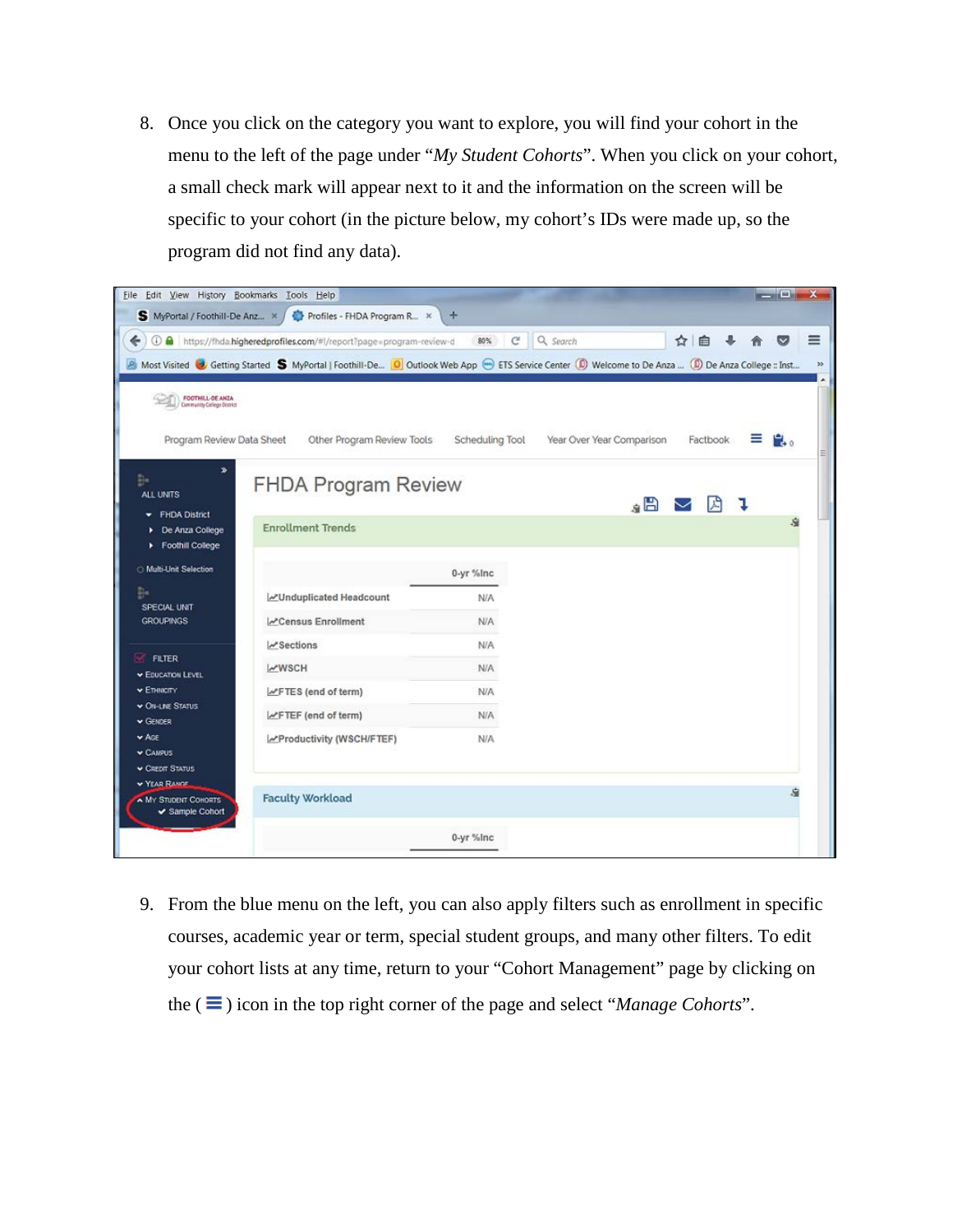8. Once you click on the category you want to explore, you will find your cohort in the menu to the left of the page under "*My Student Cohorts*". When you click on your cohort, a small check mark will appear next to it and the information on the screen will be specific to your cohort (in the picture below, my cohort's IDs were made up, so the program did not find any data).

9. From the blue menu on the left, you can also apply filters such as enrollment in specific courses, academic year or term, special student groups, and many other filters. To edit your cohort lists at any time, return to your "Cohort Management" page by clicking on the ( ☰ ) icon in the top right corner of the page and select "*Manage Cohorts*".